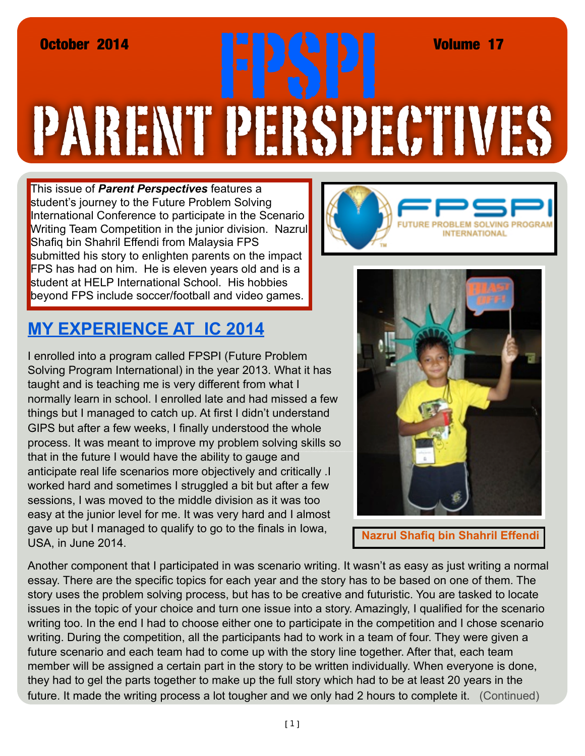October 2014 — FPSPI — Volume 17

# PARENT PERSPECTIVES

This issue of ***Parent Perspectives*** features a student's journey to the Future Problem Solving International Conference to participate in the Scenario Writing Team Competition in the junior division. Nazrul Shafiq bin Shahril Effendi from Malaysia FPS submitted his story to enlighten parents on the impact FPS has had on him. He is eleven years old and is a student at HELP International School. His hobbies beyond FPS include soccer/football and video games.

FPSPI FUTURE PROBLEM SOLVING PROGRAM INTERNATIONAL

## MY EXPERIENCE AT IC 2014

I enrolled into a program called FPSPI (Future Problem Solving Program International) in the year 2013. What it has taught and is teaching me is very different from what I normally learn in school. I enrolled late and had missed a few things but I managed to catch up. At first I didn't understand GIPS but after a few weeks, I finally understood the whole process. It was meant to improve my problem solving skills so that in the future I would have the ability to gauge and anticipate real life scenarios more objectively and critically .I worked hard and sometimes I struggled a bit but after a few sessions, I was moved to the middle division as it was too easy at the junior level for me. It was very hard and I almost gave up but I managed to qualify to go to the finals in Iowa, USA, in June 2014.

Nazrul Shafiq bin Shahril Effendi

Another component that I participated in was scenario writing. It wasn't as easy as just writing a normal essay. There are the specific topics for each year and the story has to be based on one of them. The story uses the problem solving process, but has to be creative and futuristic. You are tasked to locate issues in the topic of your choice and turn one issue into a story. Amazingly, I qualified for the scenario writing too. In the end I had to choose either one to participate in the competition and I chose scenario writing. During the competition, all the participants had to work in a team of four. They were given a future scenario and each team had to come up with the story line together. After that, each team member will be assigned a certain part in the story to be written individually. When everyone is done, they had to gel the parts together to make up the full story which had to be at least 20 years in the future. It made the writing process a lot tougher and we only had 2 hours to complete it. (Continued)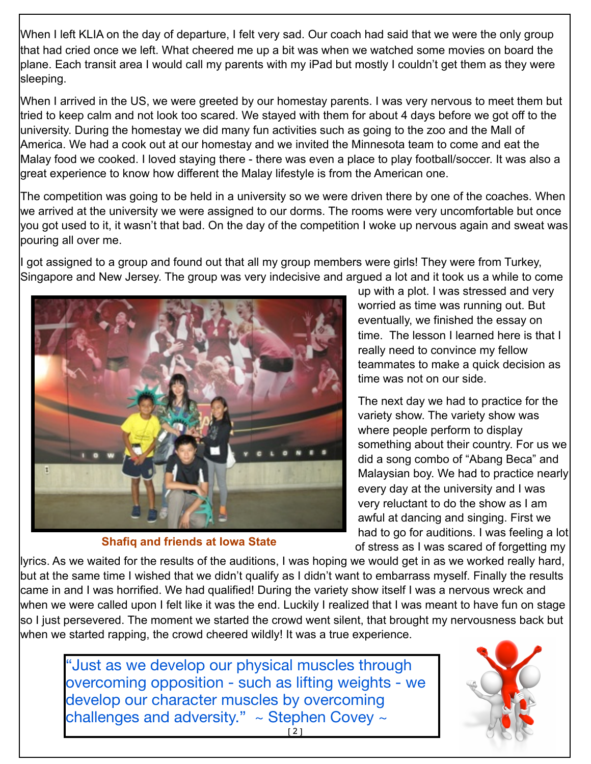When I left KLIA on the day of departure, I felt very sad. Our coach had said that we were the only group that had cried once we left. What cheered me up a bit was when we watched some movies on board the plane. Each transit area I would call my parents with my iPad but mostly I couldn't get them as they were sleeping.

When I arrived in the US, we were greeted by our homestay parents. I was very nervous to meet them but tried to keep calm and not look too scared. We stayed with them for about 4 days before we got off to the university. During the homestay we did many fun activities such as going to the zoo and the Mall of America. We had a cook out at our homestay and we invited the Minnesota team to come and eat the Malay food we cooked. I loved staying there - there was even a place to play football/soccer. It was also a great experience to know how different the Malay lifestyle is from the American one.

The competition was going to be held in a university so we were driven there by one of the coaches. When we arrived at the university we were assigned to our dorms. The rooms were very uncomfortable but once you got used to it, it wasn't that bad. On the day of the competition I woke up nervous again and sweat was pouring all over me.

I got assigned to a group and found out that all my group members were girls! They were from Turkey, Singapore and New Jersey. The group was very indecisive and argued a lot and it took us a while to come up with a plot. I was stressed and very worried as time was running out. But eventually, we finished the essay on time. The lesson I learned here is that I really need to convince my fellow teammates to make a quick decision as time was not on our side.

**Shafiq and friends at Iowa State**

The next day we had to practice for the variety show. The variety show was where people perform to display something about their country. For us we did a song combo of "Abang Beca" and Malaysian boy. We had to practice nearly every day at the university and I was very reluctant to do the show as I am awful at dancing and singing. First we had to go for auditions. I was feeling a lot of stress as I was scared of forgetting my lyrics. As we waited for the results of the auditions, I was hoping we would get in as we worked really hard, but at the same time I wished that we didn't qualify as I didn't want to embarrass myself. Finally the results came in and I was horrified. We had qualified! During the variety show itself I was a nervous wreck and when we were called upon I felt like it was the end. Luckily I realized that I was meant to have fun on stage so I just persevered. The moment we started the crowd went silent, that brought my nervousness back but when we started rapping, the crowd cheered wildly! It was a true experience.

"Just as we develop our physical muscles through overcoming opposition - such as lifting weights - we develop our character muscles by overcoming challenges and adversity." ~ Stephen Covey ~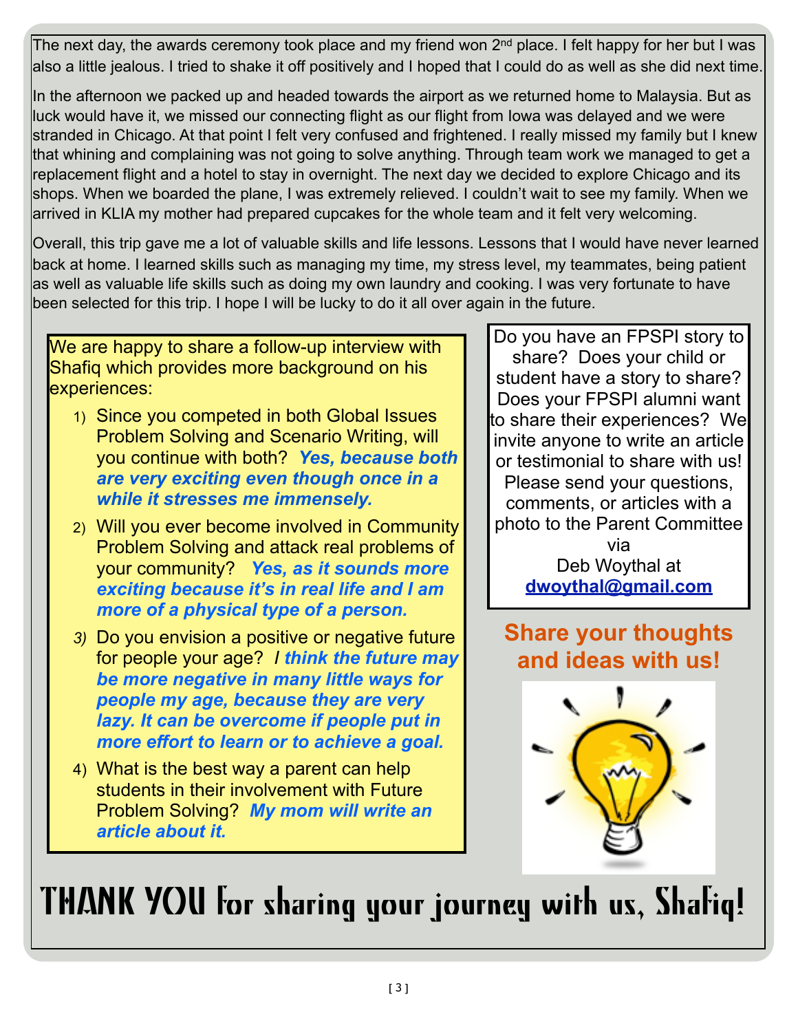The next day, the awards ceremony took place and my friend won 2nd place. I felt happy for her but I was also a little jealous. I tried to shake it off positively and I hoped that I could do as well as she did next time.

In the afternoon we packed up and headed towards the airport as we returned home to Malaysia. But as luck would have it, we missed our connecting flight as our flight from Iowa was delayed and we were stranded in Chicago. At that point I felt very confused and frightened. I really missed my family but I knew that whining and complaining was not going to solve anything. Through team work we managed to get a replacement flight and a hotel to stay in overnight. The next day we decided to explore Chicago and its shops. When we boarded the plane, I was extremely relieved. I couldn't wait to see my family. When we arrived in KLIA my mother had prepared cupcakes for the whole team and it felt very welcoming.

Overall, this trip gave me a lot of valuable skills and life lessons. Lessons that I would have never learned back at home. I learned skills such as managing my time, my stress level, my teammates, being patient as well as valuable life skills such as doing my own laundry and cooking. I was very fortunate to have been selected for this trip. I hope I will be lucky to do it all over again in the future.

We are happy to share a follow-up interview with Shafiq which provides more background on his experiences:

1) Since you competed in both Global Issues Problem Solving and Scenario Writing, will you continue with both? ***Yes, because both are very exciting even though once in a while it stresses me immensely.***
2) Will you ever become involved in Community Problem Solving and attack real problems of your community? ***Yes, as it sounds more exciting because it's in real life and I am more of a physical type of a person.***
3) Do you envision a positive or negative future for people your age? ***I think the future may be more negative in many little ways for people my age, because they are very lazy. It can be overcome if people put in more effort to learn or to achieve a goal.***
4) What is the best way a parent can help students in their involvement with Future Problem Solving? ***My mom will write an article about it.***

Do you have an FPSPI story to share? Does your child or student have a story to share? Does your FPSPI alumni want to share their experiences? We invite anyone to write an article or testimonial to share with us! Please send your questions, comments, or articles with a photo to the Parent Committee via Deb Woythal at **dwoythal@gmail.com**

**Share your thoughts and ideas with us!**

# THANK YOU for sharing your journey with us, Shafiq!